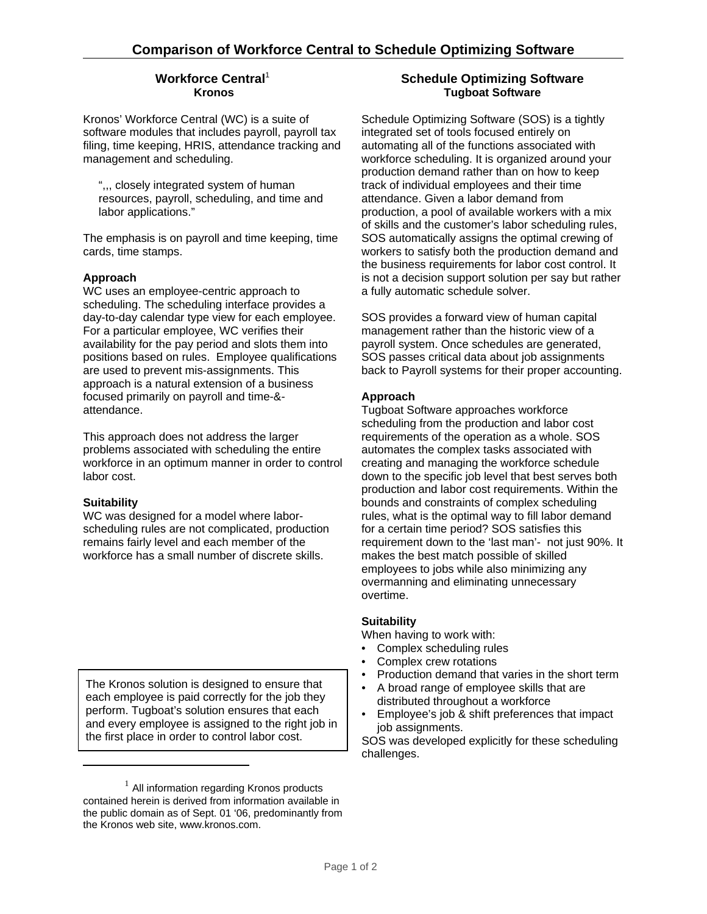# Comparison of Workforce Central to Schedule Optimizing Software

## Workforce Central[1]
### Kronos

Kronos' Workforce Central (WC) is a suite of software modules that includes payroll, payroll tax filing, time keeping, HRIS, attendance tracking and management and scheduling.

> ",,, closely integrated system of human resources, payroll, scheduling, and time and labor applications."

The emphasis is on payroll and time keeping, time cards, time stamps.

**Approach**

WC uses an employee-centric approach to scheduling. The scheduling interface provides a day-to-day calendar type view for each employee. For a particular employee, WC verifies their availability for the pay period and slots them into positions based on rules. Employee qualifications are used to prevent mis-assignments. This approach is a natural extension of a business focused primarily on payroll and time-&-attendance.

This approach does not address the larger problems associated with scheduling the entire workforce in an optimum manner in order to control labor cost.

**Suitability**

WC was designed for a model where labor-scheduling rules are not complicated, production remains fairly level and each member of the workforce has a small number of discrete skills.

> The Kronos solution is designed to ensure that each employee is paid correctly for the job they perform. Tugboat's solution ensures that each and every employee is assigned to the right job in the first place in order to control labor cost.

[1] All information regarding Kronos products contained herein is derived from information available in the public domain as of Sept. 01 '06, predominantly from the Kronos web site, www.kronos.com.

## Schedule Optimizing Software
### Tugboat Software

Schedule Optimizing Software (SOS) is a tightly integrated set of tools focused entirely on automating all of the functions associated with workforce scheduling. It is organized around your production demand rather than on how to keep track of individual employees and their time attendance. Given a labor demand from production, a pool of available workers with a mix of skills and the customer's labor scheduling rules, SOS automatically assigns the optimal crewing of workers to satisfy both the production demand and the business requirements for labor cost control. It is not a decision support solution per say but rather a fully automatic schedule solver.

SOS provides a forward view of human capital management rather than the historic view of a payroll system. Once schedules are generated, SOS passes critical data about job assignments back to Payroll systems for their proper accounting.

**Approach**

Tugboat Software approaches workforce scheduling from the production and labor cost requirements of the operation as a whole. SOS automates the complex tasks associated with creating and managing the workforce schedule down to the specific job level that best serves both production and labor cost requirements. Within the bounds and constraints of complex scheduling rules, what is the optimal way to fill labor demand for a certain time period? SOS satisfies this requirement down to the 'last man'- not just 90%. It makes the best match possible of skilled employees to jobs while also minimizing any overmanning and eliminating unnecessary overtime.

**Suitability**

When having to work with:

- Complex scheduling rules
- Complex crew rotations
- Production demand that varies in the short term
- A broad range of employee skills that are distributed throughout a workforce
- Employee's job & shift preferences that impact job assignments.

SOS was developed explicitly for these scheduling challenges.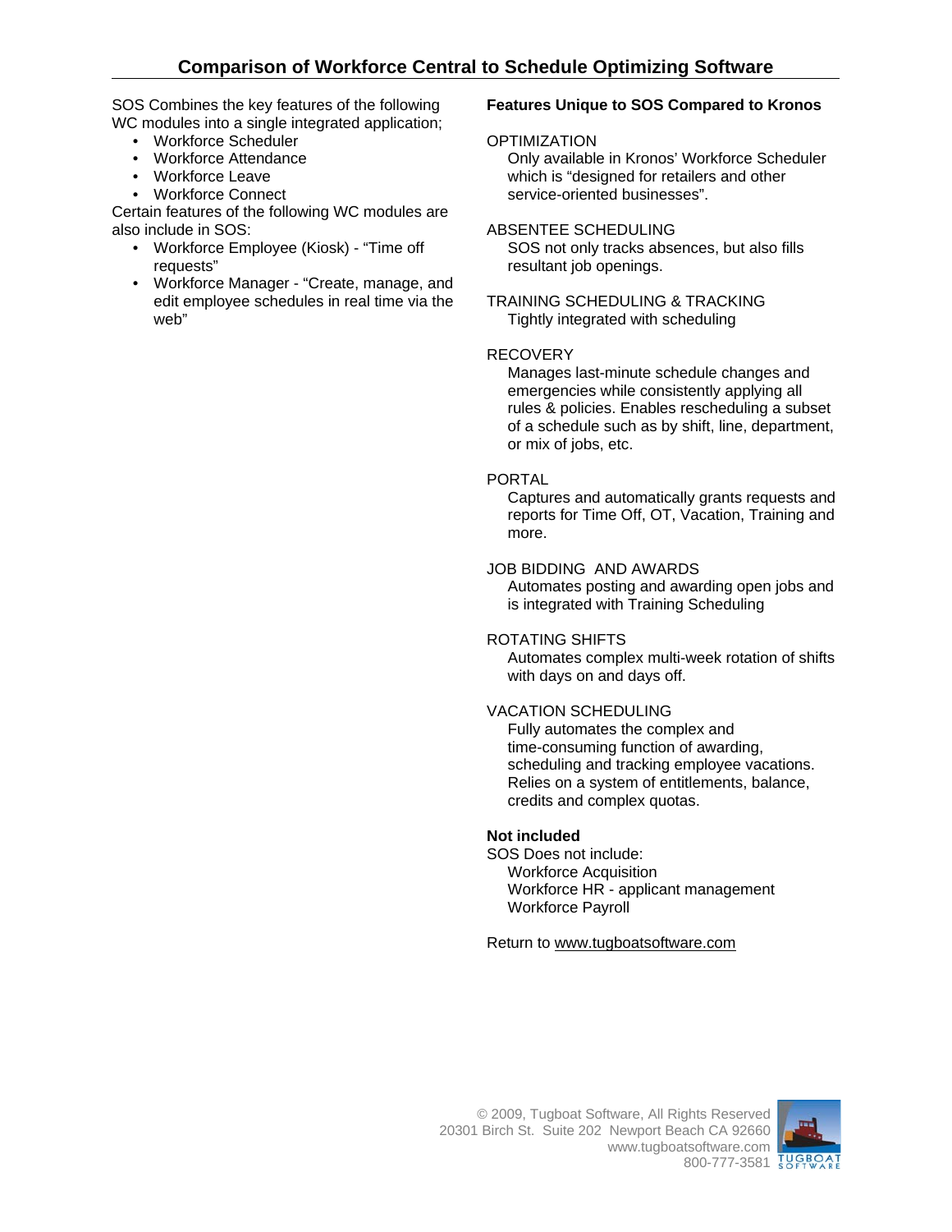# Comparison of Workforce Central to Schedule Optimizing Software

SOS Combines the key features of the following WC modules into a single integrated application;

- Workforce Scheduler
- Workforce Attendance
- Workforce Leave
- Workforce Connect

Certain features of the following WC modules are also include in SOS:

- Workforce Employee (Kiosk) - "Time off requests"
- Workforce Manager - "Create, manage, and edit employee schedules in real time via the web"

**Features Unique to SOS Compared to Kronos**

OPTIMIZATION
Only available in Kronos' Workforce Scheduler which is "designed for retailers and other service-oriented businesses".

ABSENTEE SCHEDULING
SOS not only tracks absences, but also fills resultant job openings.

TRAINING SCHEDULING & TRACKING
Tightly integrated with scheduling

RECOVERY
Manages last-minute schedule changes and emergencies while consistently applying all rules & policies. Enables rescheduling a subset of a schedule such as by shift, line, department, or mix of jobs, etc.

PORTAL
Captures and automatically grants requests and reports for Time Off, OT, Vacation, Training and more.

JOB BIDDING AND AWARDS
Automates posting and awarding open jobs and is integrated with Training Scheduling

ROTATING SHIFTS
Automates complex multi-week rotation of shifts with days on and days off.

VACATION SCHEDULING
Fully automates the complex and time-consuming function of awarding, scheduling and tracking employee vacations. Relies on a system of entitlements, balance, credits and complex quotas.

**Not included**

SOS Does not include:
Workforce Acquisition
Workforce HR - applicant management
Workforce Payroll

Return to www.tugboatsoftware.com

© 2009, Tugboat Software, All Rights Reserved
20301 Birch St. Suite 202 Newport Beach CA 92660
www.tugboatsoftware.com
800-777-3581